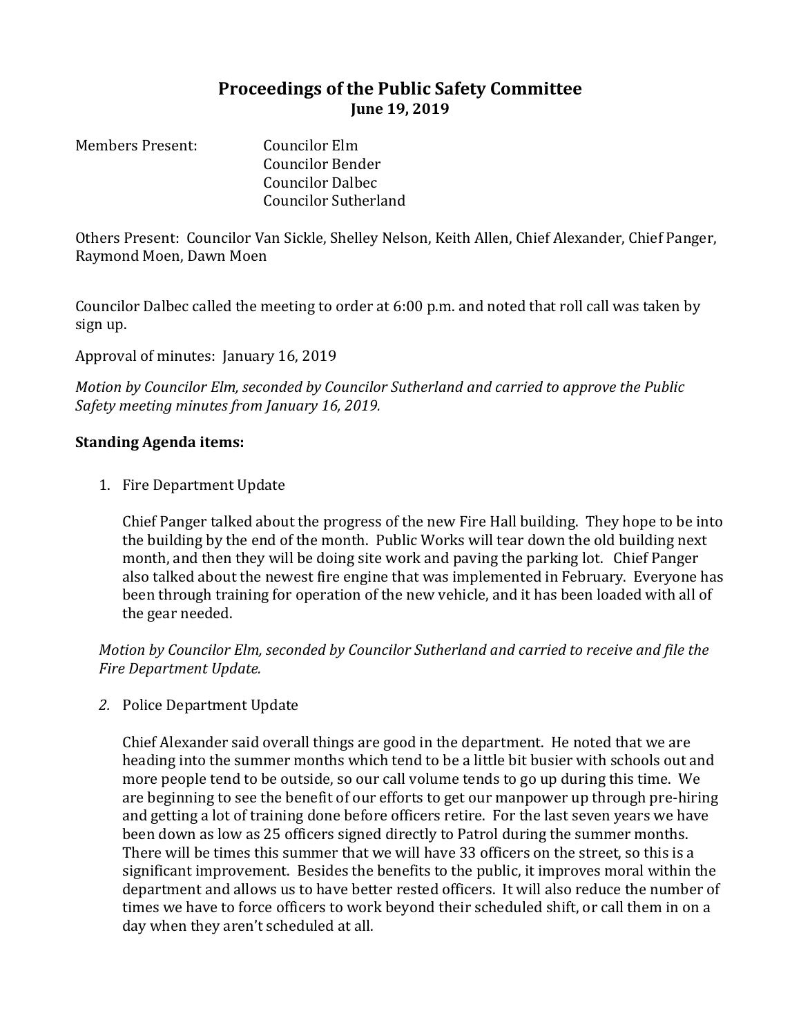# Proceedings of the Public Safety Committee

**June 19, 2019**

Members Present: Councilor Elm
Councilor Bender
Councilor Dalbec
Councilor Sutherland

Others Present: Councilor Van Sickle, Shelley Nelson, Keith Allen, Chief Alexander, Chief Panger, Raymond Moen, Dawn Moen

Councilor Dalbec called the meeting to order at 6:00 p.m. and noted that roll call was taken by sign up.

Approval of minutes: January 16, 2019

*Motion by Councilor Elm, seconded by Councilor Sutherland and carried to approve the Public Safety meeting minutes from January 16, 2019.*

**Standing Agenda items:**

1. Fire Department Update

   Chief Panger talked about the progress of the new Fire Hall building. They hope to be into the building by the end of the month. Public Works will tear down the old building next month, and then they will be doing site work and paving the parking lot. Chief Panger also talked about the newest fire engine that was implemented in February. Everyone has been through training for operation of the new vehicle, and it has been loaded with all of the gear needed.

*Motion by Councilor Elm, seconded by Councilor Sutherland and carried to receive and file the Fire Department Update.*

2. Police Department Update

   Chief Alexander said overall things are good in the department. He noted that we are heading into the summer months which tend to be a little bit busier with schools out and more people tend to be outside, so our call volume tends to go up during this time. We are beginning to see the benefit of our efforts to get our manpower up through pre-hiring and getting a lot of training done before officers retire. For the last seven years we have been down as low as 25 officers signed directly to Patrol during the summer months. There will be times this summer that we will have 33 officers on the street, so this is a significant improvement. Besides the benefits to the public, it improves moral within the department and allows us to have better rested officers. It will also reduce the number of times we have to force officers to work beyond their scheduled shift, or call them in on a day when they aren't scheduled at all.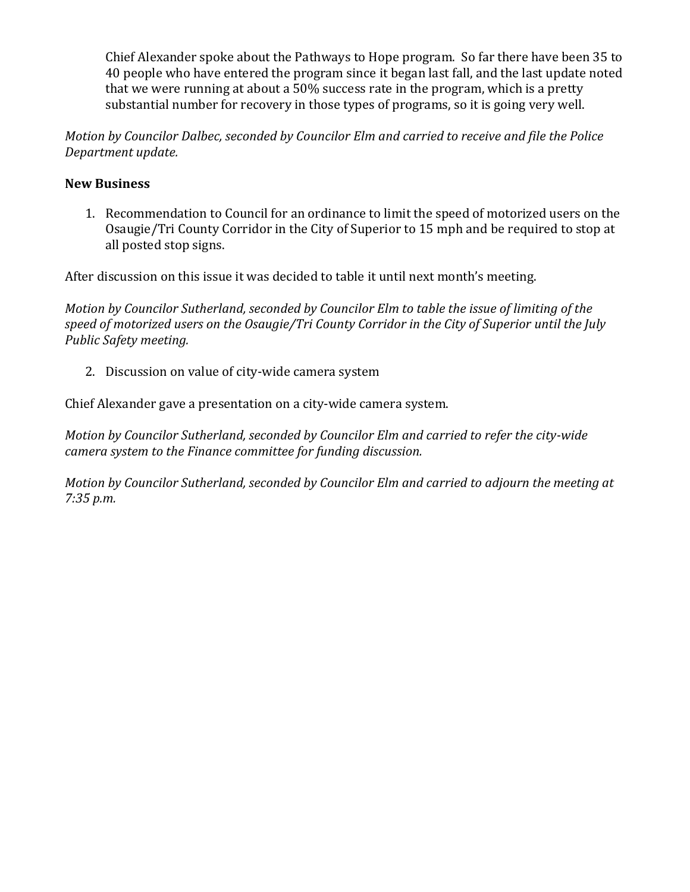Chief Alexander spoke about the Pathways to Hope program. So far there have been 35 to 40 people who have entered the program since it began last fall, and the last update noted that we were running at about a 50% success rate in the program, which is a pretty substantial number for recovery in those types of programs, so it is going very well.

*Motion by Councilor Dalbec, seconded by Councilor Elm and carried to receive and file the Police Department update.*

**New Business**

1. Recommendation to Council for an ordinance to limit the speed of motorized users on the Osaugie/Tri County Corridor in the City of Superior to 15 mph and be required to stop at all posted stop signs.

After discussion on this issue it was decided to table it until next month's meeting.

*Motion by Councilor Sutherland, seconded by Councilor Elm to table the issue of limiting of the speed of motorized users on the Osaugie/Tri County Corridor in the City of Superior until the July Public Safety meeting.*

2. Discussion on value of city-wide camera system

Chief Alexander gave a presentation on a city-wide camera system.

*Motion by Councilor Sutherland, seconded by Councilor Elm and carried to refer the city-wide camera system to the Finance committee for funding discussion.*

*Motion by Councilor Sutherland, seconded by Councilor Elm and carried to adjourn the meeting at 7:35 p.m.*